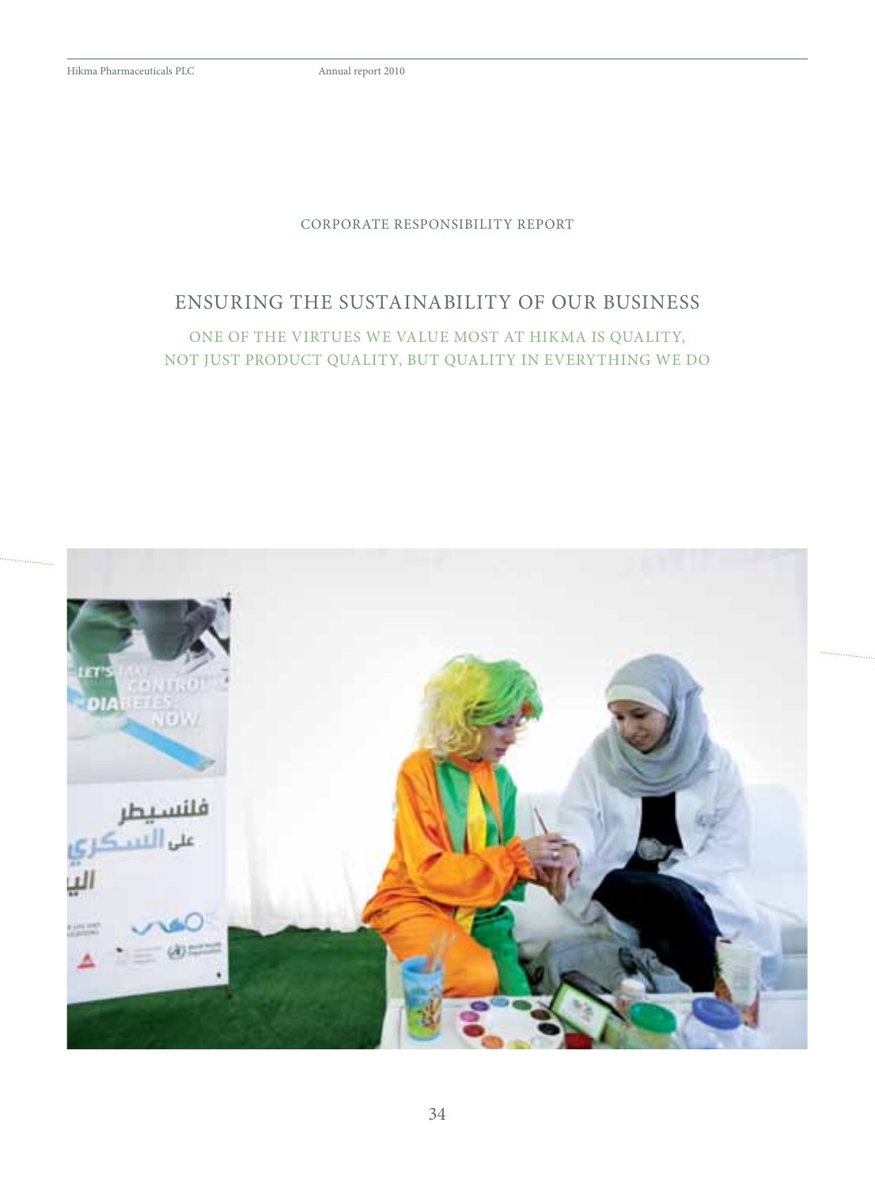CORPORATE RESPONSIBILITY REPORT

# ENSURING THE SUSTAINABILITY OF OUR BUSINESS

## ONE OF THE VIRTUES WE VALUE MOST AT HIKMA IS QUALITY, NOT JUST PRODUCT QUALITY, BUT QUALITY IN EVERYTHING WE DO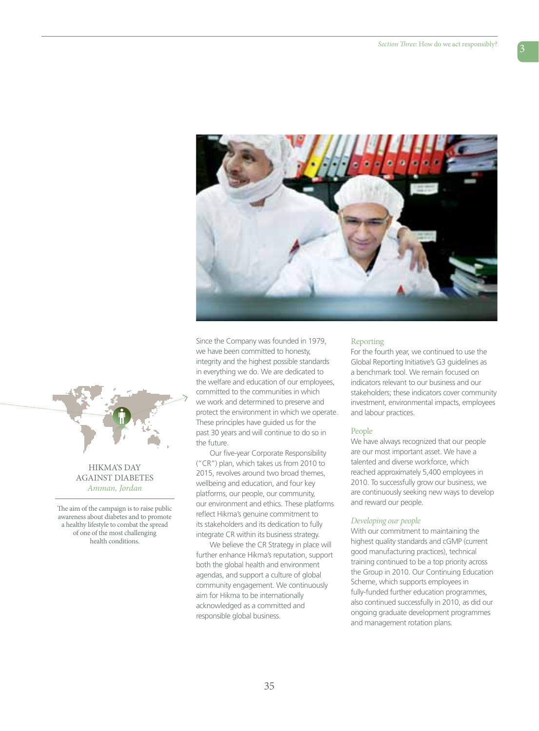### HIKMA'S DAY AGAINST DIABETES

*Amman, Jordan*

The aim of the campaign is to raise public awareness about diabetes and to promote a healthy lifestyle to combat the spread of one of the most challenging health conditions.

Since the Company was founded in 1979, we have been committed to honesty, integrity and the highest possible standards in everything we do. We are dedicated to the welfare and education of our employees, committed to the communities in which we work and determined to preserve and protect the environment in which we operate. These principles have guided us for the past 30 years and will continue to do so in the future.

Our five-year Corporate Responsibility ("CR") plan, which takes us from 2010 to 2015, revolves around two broad themes, wellbeing and education, and four key platforms, our people, our community, our environment and ethics. These platforms reflect Hikma's genuine commitment to its stakeholders and its dedication to fully integrate CR within its business strategy.

We believe the CR Strategy in place will further enhance Hikma's reputation, support both the global health and environment agendas, and support a culture of global community engagement. We continuously aim for Hikma to be internationally acknowledged as a committed and responsible global business.

## Reporting

For the fourth year, we continued to use the Global Reporting Initiative's G3 guidelines as a benchmark tool. We remain focused on indicators relevant to our business and our stakeholders; these indicators cover community investment, environmental impacts, employees and labour practices.

## People

We have always recognized that our people are our most important asset. We have a talented and diverse workforce, which reached approximately 5,400 employees in 2010. To successfully grow our business, we are continuously seeking new ways to develop and reward our people.

### *Developing our people*

With our commitment to maintaining the highest quality standards and cGMP (current good manufacturing practices), technical training continued to be a top priority across the Group in 2010. Our Continuing Education Scheme, which supports employees in fully-funded further education programmes, also continued successfully in 2010, as did our ongoing graduate development programmes and management rotation plans.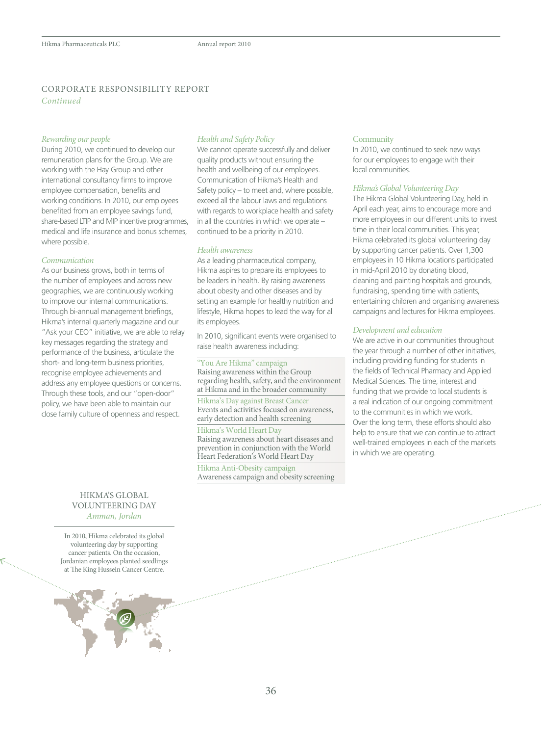# CORPORATE RESPONSIBILITY REPORT

*Continued*

### *Rewarding our people*

During 2010, we continued to develop our remuneration plans for the Group. We are working with the Hay Group and other international consultancy firms to improve employee compensation, benefits and working conditions. In 2010, our employees benefited from an employee savings fund, share-based LTIP and MIP incentive programmes, medical and life insurance and bonus schemes, where possible.

### *Communication*

As our business grows, both in terms of the number of employees and across new geographies, we are continuously working to improve our internal communications. Through bi-annual management briefings, Hikma's internal quarterly magazine and our "Ask your CEO" initiative, we are able to relay key messages regarding the strategy and performance of the business, articulate the short- and long-term business priorities, recognise employee achievements and address any employee questions or concerns. Through these tools, and our "open-door" policy, we have been able to maintain our close family culture of openness and respect.

### *Health and Safety Policy*

We cannot operate successfully and deliver quality products without ensuring the health and wellbeing of our employees. Communication of Hikma's Health and Safety policy – to meet and, where possible, exceed all the labour laws and regulations with regards to workplace health and safety in all the countries in which we operate – continued to be a priority in 2010.

### *Health awareness*

As a leading pharmaceutical company, Hikma aspires to prepare its employees to be leaders in health. By raising awareness about obesity and other diseases and by setting an example for healthy nutrition and lifestyle, Hikma hopes to lead the way for all its employees.

In 2010, significant events were organised to raise health awareness including:

**"You Are Hikma" campaign**
Raising awareness within the Group regarding health, safety, and the environment at Hikma and in the broader community

**Hikma's Day against Breast Cancer**
Events and activities focused on awareness, early detection and health screening

**Hikma's World Heart Day**
Raising awareness about heart diseases and prevention in conjunction with the World Heart Federation's World Heart Day

**Hikma Anti-Obesity campaign**
Awareness campaign and obesity screening

## Community

In 2010, we continued to seek new ways for our employees to engage with their local communities.

### *Hikma's Global Volunteering Day*

The Hikma Global Volunteering Day, held in April each year, aims to encourage more and more employees in our different units to invest time in their local communities. This year, Hikma celebrated its global volunteering day by supporting cancer patients. Over 1,300 employees in 10 Hikma locations participated in mid-April 2010 by donating blood, cleaning and painting hospitals and grounds, fundraising, spending time with patients, entertaining children and organising awareness campaigns and lectures for Hikma employees.

### *Development and education*

We are active in our communities throughout the year through a number of other initiatives, including providing funding for students in the fields of Technical Pharmacy and Applied Medical Sciences. The time, interest and funding that we provide to local students is a real indication of our ongoing commitment to the communities in which we work. Over the long term, these efforts should also help to ensure that we can continue to attract well-trained employees in each of the markets in which we are operating.

---

**HIKMA'S GLOBAL VOLUNTEERING DAY**
*Amman, Jordan*

In 2010, Hikma celebrated its global volunteering day by supporting cancer patients. On the occasion, Jordanian employees planted seedlings at The King Hussein Cancer Centre.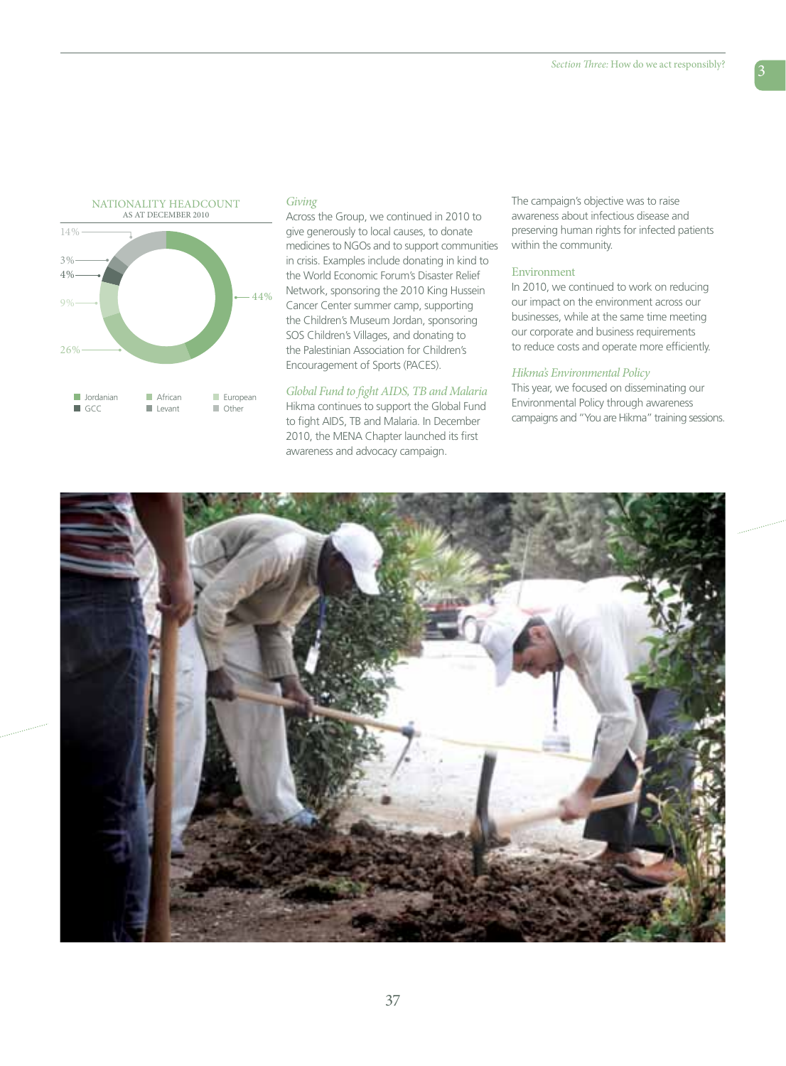NATIONALITY HEADCOUNT
AS AT DECEMBER 2010

| Nationality | % |
|---|---|
| Jordanian | 44% |
| African | 26% |
| European | 9% |
| GCC | 4% |
| Levant | 3% |
| Other | 14% |

*Giving*

Across the Group, we continued in 2010 to give generously to local causes, to donate medicines to NGOs and to support communities in crisis. Examples include donating in kind to the World Economic Forum's Disaster Relief Network, sponsoring the 2010 King Hussein Cancer Center summer camp, supporting the Children's Museum Jordan, sponsoring SOS Children's Villages, and donating to the Palestinian Association for Children's Encouragement of Sports (PACES).

*Global Fund to fight AIDS, TB and Malaria*

Hikma continues to support the Global Fund to fight AIDS, TB and Malaria. In December 2010, the MENA Chapter launched its first awareness and advocacy campaign.

The campaign's objective was to raise awareness about infectious disease and preserving human rights for infected patients within the community.

## Environment

In 2010, we continued to work on reducing our impact on the environment across our businesses, while at the same time meeting our corporate and business requirements to reduce costs and operate more efficiently.

*Hikma's Environmental Policy*

This year, we focused on disseminating our Environmental Policy through awareness campaigns and "You are Hikma" training sessions.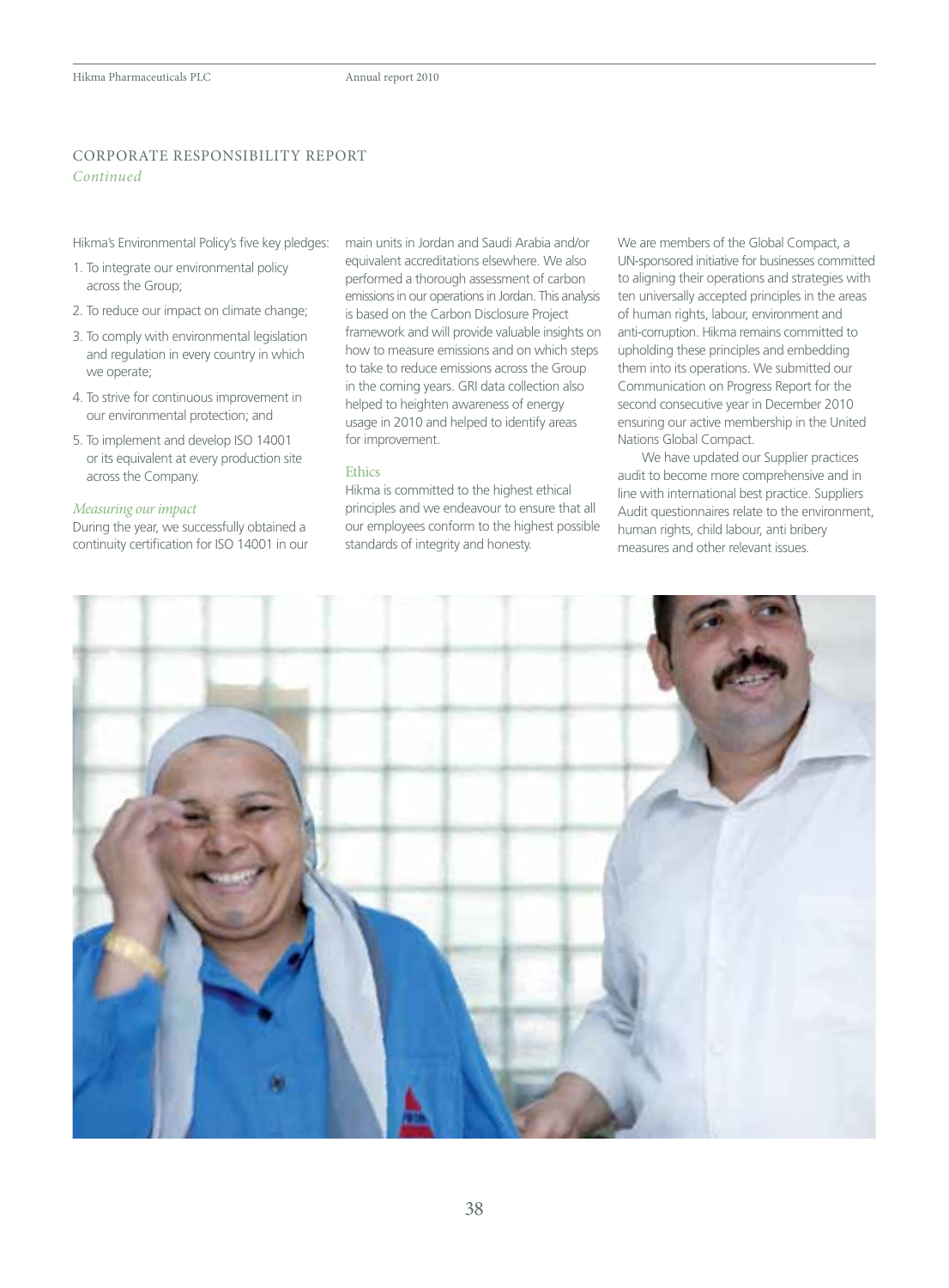# CORPORATE RESPONSIBILITY REPORT
*Continued*

Hikma's Environmental Policy's five key pledges:

1. To integrate our environmental policy across the Group;
2. To reduce our impact on climate change;
3. To comply with environmental legislation and regulation in every country in which we operate;
4. To strive for continuous improvement in our environmental protection; and
5. To implement and develop ISO 14001 or its equivalent at every production site across the Company.

### *Measuring our impact*

During the year, we successfully obtained a continuity certification for ISO 14001 in our main units in Jordan and Saudi Arabia and/or equivalent accreditations elsewhere. We also performed a thorough assessment of carbon emissions in our operations in Jordan. This analysis is based on the Carbon Disclosure Project framework and will provide valuable insights on how to measure emissions and on which steps to take to reduce emissions across the Group in the coming years. GRI data collection also helped to heighten awareness of energy usage in 2010 and helped to identify areas for improvement.

## Ethics

Hikma is committed to the highest ethical principles and we endeavour to ensure that all our employees conform to the highest possible standards of integrity and honesty.

We are members of the Global Compact, a UN-sponsored initiative for businesses committed to aligning their operations and strategies with ten universally accepted principles in the areas of human rights, labour, environment and anti-corruption. Hikma remains committed to upholding these principles and embedding them into its operations. We submitted our Communication on Progress Report for the second consecutive year in December 2010 ensuring our active membership in the United Nations Global Compact.

We have updated our Supplier practices audit to become more comprehensive and in line with international best practice. Suppliers Audit questionnaires relate to the environment, human rights, child labour, anti bribery measures and other relevant issues.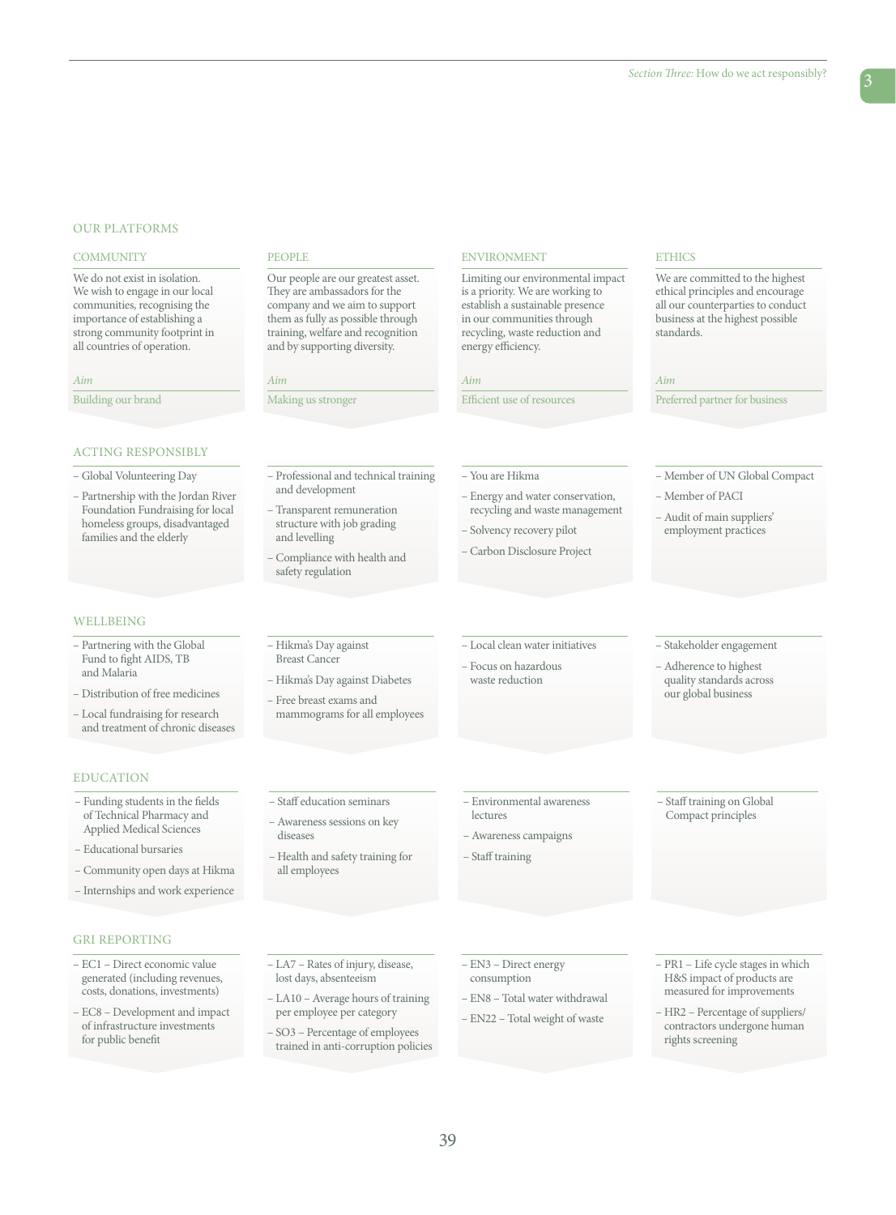## OUR PLATFORMS

| COMMUNITY | PEOPLE | ENVIRONMENT | ETHICS |
|---|---|---|---|
| We do not exist in isolation. We wish to engage in our local communities, recognising the importance of establishing a strong community footprint in all countries of operation. | Our people are our greatest asset. They are ambassadors for the company and we aim to support them as fully as possible through training, welfare and recognition and by supporting diversity. | Limiting our environmental impact is a priority. We are working to establish a sustainable presence in our communities through recycling, waste reduction and energy efficiency. | We are committed to the highest ethical principles and encourage all our counterparties to conduct business at the highest possible standards. |
| *Aim* Building our brand | *Aim* Making us stronger | *Aim* Efficient use of resources | *Aim* Preferred partner for business |

## ACTING RESPONSIBLY

| COMMUNITY | PEOPLE | ENVIRONMENT | ETHICS |
|---|---|---|---|
| – Global Volunteering Day<br>– Partnership with the Jordan River Foundation Fundraising for local homeless groups, disadvantaged families and the elderly | – Professional and technical training and development<br>– Transparent remuneration structure with job grading and levelling<br>– Compliance with health and safety regulation | – You are Hikma<br>– Energy and water conservation, recycling and waste management<br>– Solvency recovery pilot<br>– Carbon Disclosure Project | – Member of UN Global Compact<br>– Member of PACI<br>– Audit of main suppliers' employment practices |

## WELLBEING

| COMMUNITY | PEOPLE | ENVIRONMENT | ETHICS |
|---|---|---|---|
| – Partnering with the Global Fund to fight AIDS, TB and Malaria<br>– Distribution of free medicines<br>– Local fundraising for research and treatment of chronic diseases | – Hikma's Day against Breast Cancer<br>– Hikma's Day against Diabetes<br>– Free breast exams and mammograms for all employees | – Local clean water initiatives<br>– Focus on hazardous waste reduction | – Stakeholder engagement<br>– Adherence to highest quality standards across our global business |

## EDUCATION

| COMMUNITY | PEOPLE | ENVIRONMENT | ETHICS |
|---|---|---|---|
| – Funding students in the fields of Technical Pharmacy and Applied Medical Sciences<br>– Educational bursaries<br>– Community open days at Hikma<br>– Internships and work experience | – Staff education seminars<br>– Awareness sessions on key diseases<br>– Health and safety training for all employees | – Environmental awareness lectures<br>– Awareness campaigns<br>– Staff training | – Staff training on Global Compact principles |

## GRI REPORTING

| COMMUNITY | PEOPLE | ENVIRONMENT | ETHICS |
|---|---|---|---|
| – EC1 – Direct economic value generated (including revenues, costs, donations, investments)<br>– EC8 – Development and impact of infrastructure investments for public benefit | – LA7 – Rates of injury, disease, lost days, absenteeism<br>– LA10 – Average hours of training per employee per category<br>– SO3 – Percentage of employees trained in anti-corruption policies | – EN3 – Direct energy consumption<br>– EN8 – Total water withdrawal<br>– EN22 – Total weight of waste | – PR1 – Life cycle stages in which H&S impact of products are measured for improvements<br>– HR2 – Percentage of suppliers/contractors undergone human rights screening |